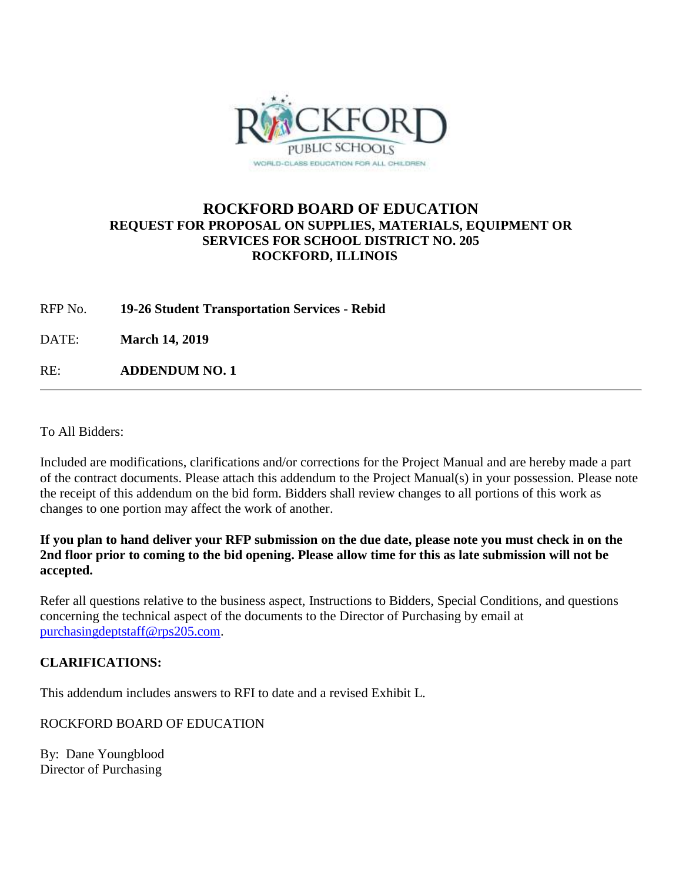# ROCKFORD BOARD OF EDUCATION

## REQUEST FOR PROPOSAL ON SUPPLIES, MATERIALS, EQUIPMENT OR SERVICES FOR SCHOOL DISTRICT NO. 205 ROCKFORD, ILLINOIS

RFP No. **19-26 Student Transportation Services - Rebid**

DATE: **March 14, 2019**

RE: **ADDENDUM NO. 1**

---

To All Bidders:

Included are modifications, clarifications and/or corrections for the Project Manual and are hereby made a part of the contract documents. Please attach this addendum to the Project Manual(s) in your possession. Please note the receipt of this addendum on the bid form. Bidders shall review changes to all portions of this work as changes to one portion may affect the work of another.

**If you plan to hand deliver your RFP submission on the due date, please note you must check in on the 2nd floor prior to coming to the bid opening. Please allow time for this as late submission will not be accepted.**

Refer all questions relative to the business aspect, Instructions to Bidders, Special Conditions, and questions concerning the technical aspect of the documents to the Director of Purchasing by email at purchasingdeptstaff@rps205.com.

**CLARIFICATIONS:**

This addendum includes answers to RFI to date and a revised Exhibit L.

ROCKFORD BOARD OF EDUCATION

By: Dane Youngblood
Director of Purchasing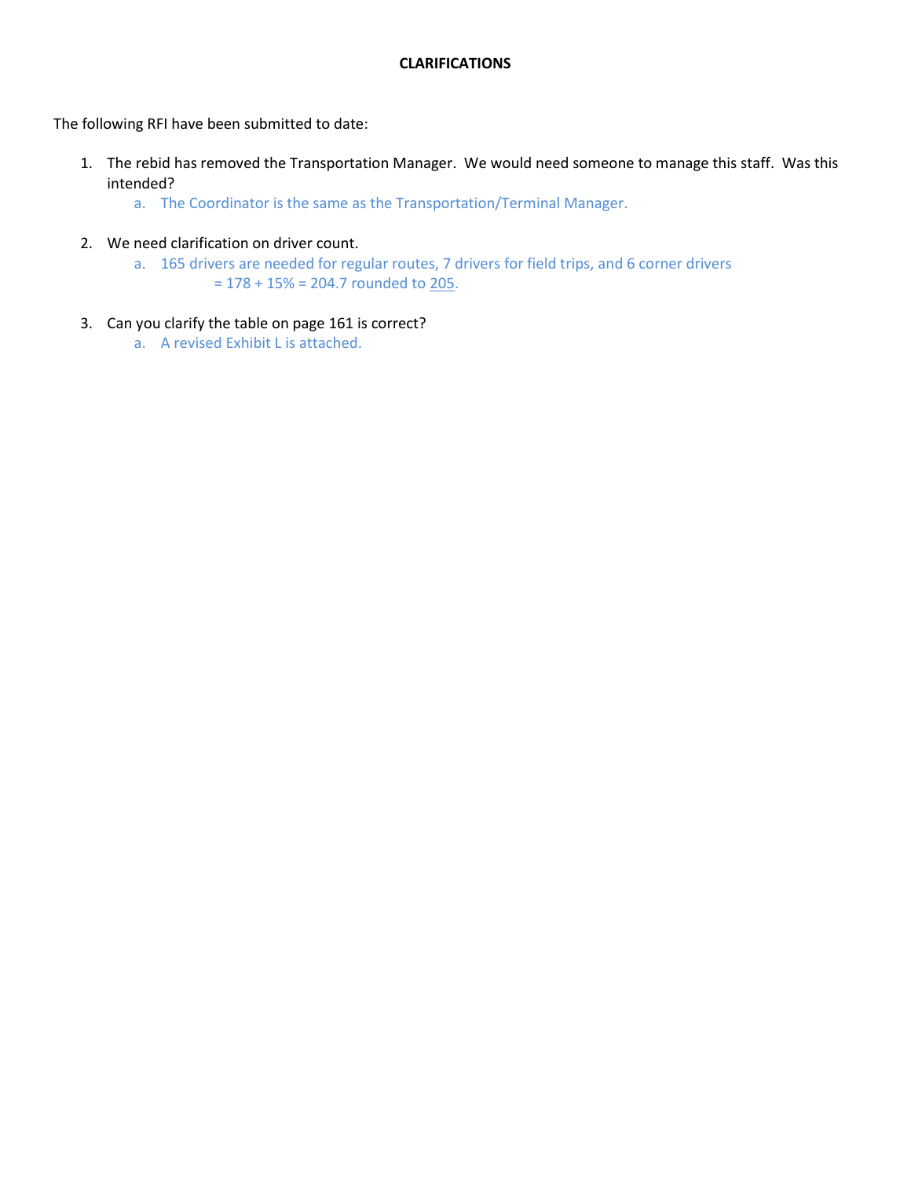**CLARIFICATIONS**

The following RFI have been submitted to date:

1. The rebid has removed the Transportation Manager. We would need someone to manage this staff. Was this intended?
   a. The Coordinator is the same as the Transportation/Terminal Manager.

2. We need clarification on driver count.
   a. 165 drivers are needed for regular routes, 7 drivers for field trips, and 6 corner drivers = 178 + 15% = 204.7 rounded to <u>205</u>.

3. Can you clarify the table on page 161 is correct?
   a. A revised Exhibit L is attached.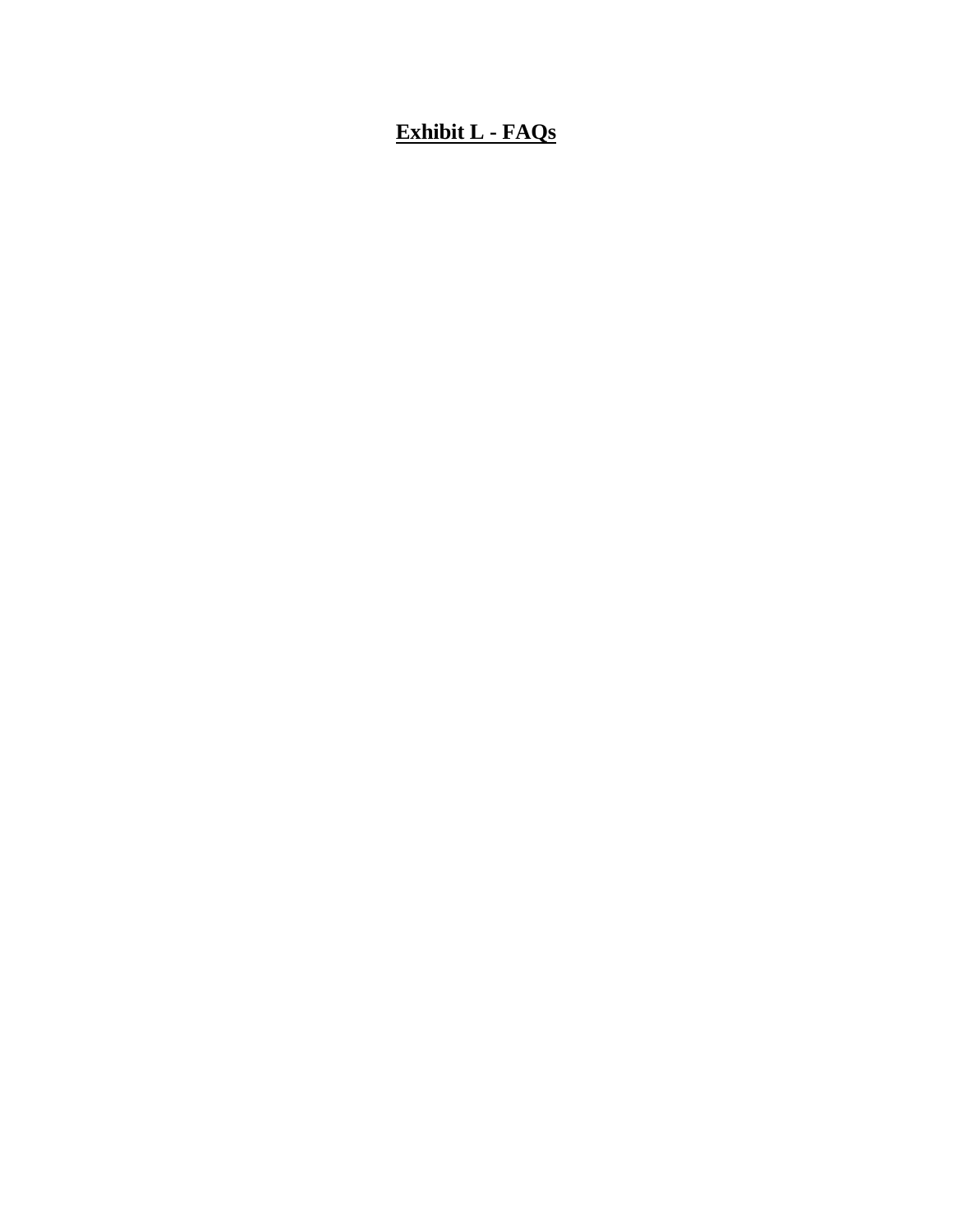# Exhibit L - FAQs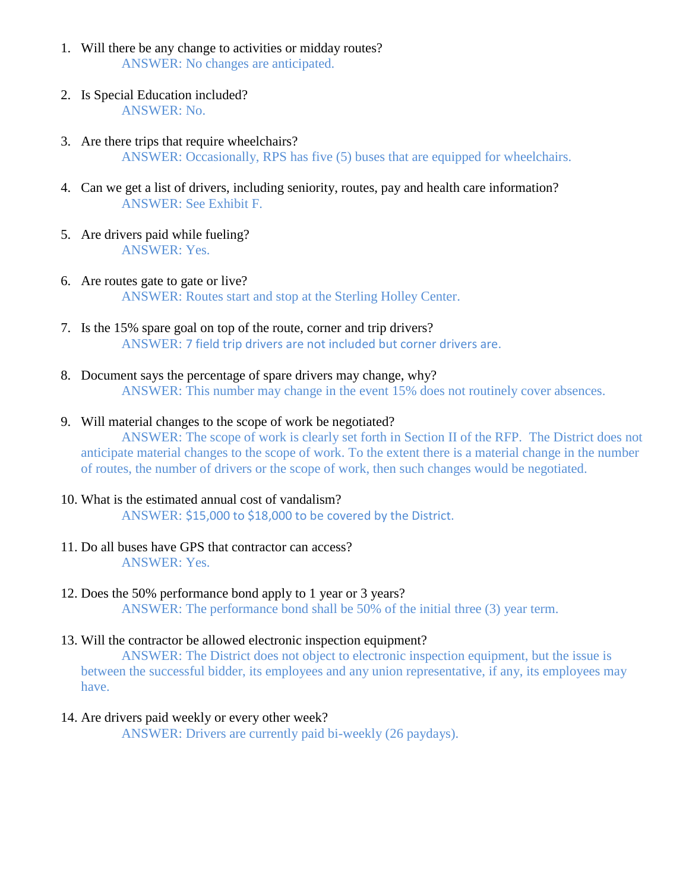1. Will there be any change to activities or midday routes?
   ANSWER: No changes are anticipated.

2. Is Special Education included?
   ANSWER: No.

3. Are there trips that require wheelchairs?
   ANSWER: Occasionally, RPS has five (5) buses that are equipped for wheelchairs.

4. Can we get a list of drivers, including seniority, routes, pay and health care information?
   ANSWER: See Exhibit F.

5. Are drivers paid while fueling?
   ANSWER: Yes.

6. Are routes gate to gate or live?
   ANSWER: Routes start and stop at the Sterling Holley Center.

7. Is the 15% spare goal on top of the route, corner and trip drivers?
   ANSWER: 7 field trip drivers are not included but corner drivers are.

8. Document says the percentage of spare drivers may change, why?
   ANSWER: This number may change in the event 15% does not routinely cover absences.

9. Will material changes to the scope of work be negotiated?
   ANSWER: The scope of work is clearly set forth in Section II of the RFP. The District does not anticipate material changes to the scope of work. To the extent there is a material change in the number of routes, the number of drivers or the scope of work, then such changes would be negotiated.

10. What is the estimated annual cost of vandalism?
    ANSWER: $15,000 to $18,000 to be covered by the District.

11. Do all buses have GPS that contractor can access?
    ANSWER: Yes.

12. Does the 50% performance bond apply to 1 year or 3 years?
    ANSWER: The performance bond shall be 50% of the initial three (3) year term.

13. Will the contractor be allowed electronic inspection equipment?
    ANSWER: The District does not object to electronic inspection equipment, but the issue is between the successful bidder, its employees and any union representative, if any, its employees may have.

14. Are drivers paid weekly or every other week?
    ANSWER: Drivers are currently paid bi-weekly (26 paydays).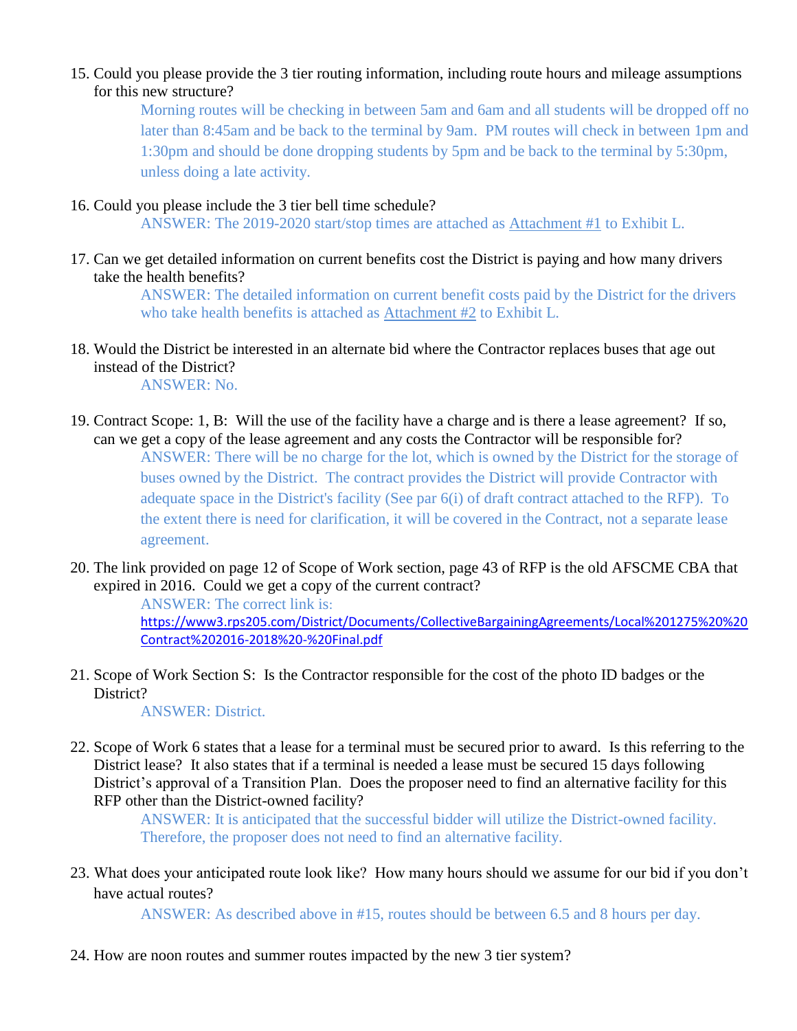15. Could you please provide the 3 tier routing information, including route hours and mileage assumptions for this new structure?

    Morning routes will be checking in between 5am and 6am and all students will be dropped off no later than 8:45am and be back to the terminal by 9am. PM routes will check in between 1pm and 1:30pm and should be done dropping students by 5pm and be back to the terminal by 5:30pm, unless doing a late activity.

16. Could you please include the 3 tier bell time schedule?

    ANSWER: The 2019-2020 start/stop times are attached as Attachment #1 to Exhibit L.

17. Can we get detailed information on current benefits cost the District is paying and how many drivers take the health benefits?

    ANSWER: The detailed information on current benefit costs paid by the District for the drivers who take health benefits is attached as Attachment #2 to Exhibit L.

18. Would the District be interested in an alternate bid where the Contractor replaces buses that age out instead of the District?

    ANSWER: No.

19. Contract Scope: 1, B: Will the use of the facility have a charge and is there a lease agreement? If so, can we get a copy of the lease agreement and any costs the Contractor will be responsible for?

    ANSWER: There will be no charge for the lot, which is owned by the District for the storage of buses owned by the District. The contract provides the District will provide Contractor with adequate space in the District's facility (See par 6(i) of draft contract attached to the RFP). To the extent there is need for clarification, it will be covered in the Contract, not a separate lease agreement.

20. The link provided on page 12 of Scope of Work section, page 43 of RFP is the old AFSCME CBA that expired in 2016. Could we get a copy of the current contract?

    ANSWER: The correct link is:
    https://www3.rps205.com/District/Documents/CollectiveBargainingAgreements/Local%201275%20%20Contract%202016-2018%20-%20Final.pdf

21. Scope of Work Section S: Is the Contractor responsible for the cost of the photo ID badges or the District?

    ANSWER: District.

22. Scope of Work 6 states that a lease for a terminal must be secured prior to award. Is this referring to the District lease? It also states that if a terminal is needed a lease must be secured 15 days following District's approval of a Transition Plan. Does the proposer need to find an alternative facility for this RFP other than the District-owned facility?

    ANSWER: It is anticipated that the successful bidder will utilize the District-owned facility. Therefore, the proposer does not need to find an alternative facility.

23. What does your anticipated route look like? How many hours should we assume for our bid if you don't have actual routes?

    ANSWER: As described above in #15, routes should be between 6.5 and 8 hours per day.

24. How are noon routes and summer routes impacted by the new 3 tier system?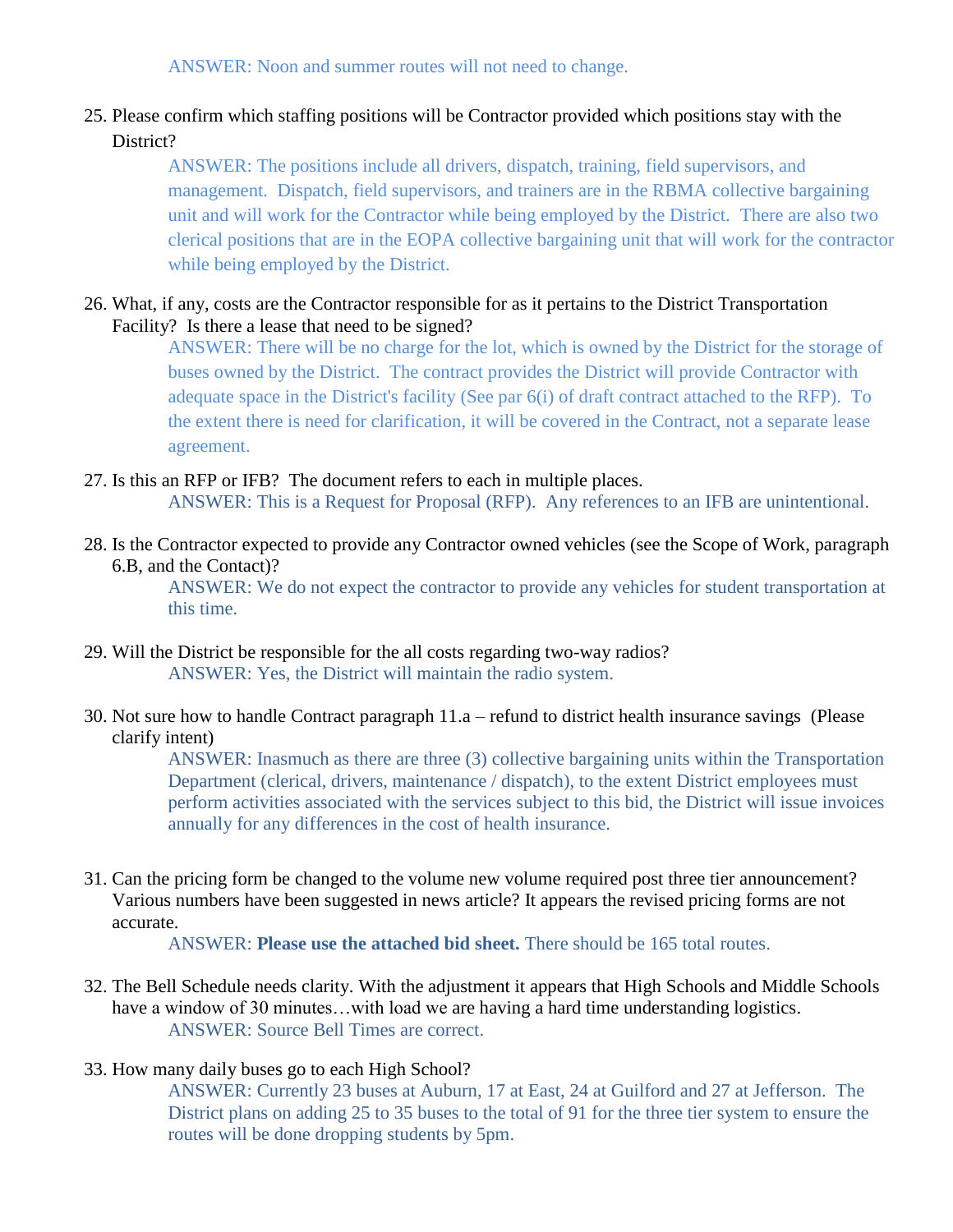ANSWER: Noon and summer routes will not need to change.

25. Please confirm which staffing positions will be Contractor provided which positions stay with the District?

    ANSWER: The positions include all drivers, dispatch, training, field supervisors, and management. Dispatch, field supervisors, and trainers are in the RBMA collective bargaining unit and will work for the Contractor while being employed by the District. There are also two clerical positions that are in the EOPA collective bargaining unit that will work for the contractor while being employed by the District.

26. What, if any, costs are the Contractor responsible for as it pertains to the District Transportation Facility? Is there a lease that need to be signed?

    ANSWER: There will be no charge for the lot, which is owned by the District for the storage of buses owned by the District. The contract provides the District will provide Contractor with adequate space in the District's facility (See par 6(i) of draft contract attached to the RFP). To the extent there is need for clarification, it will be covered in the Contract, not a separate lease agreement.

27. Is this an RFP or IFB? The document refers to each in multiple places.

    ANSWER: This is a Request for Proposal (RFP). Any references to an IFB are unintentional.

28. Is the Contractor expected to provide any Contractor owned vehicles (see the Scope of Work, paragraph 6.B, and the Contact)?

    ANSWER: We do not expect the contractor to provide any vehicles for student transportation at this time.

29. Will the District be responsible for the all costs regarding two-way radios?

    ANSWER: Yes, the District will maintain the radio system.

30. Not sure how to handle Contract paragraph 11.a – refund to district health insurance savings (Please clarify intent)

    ANSWER: Inasmuch as there are three (3) collective bargaining units within the Transportation Department (clerical, drivers, maintenance / dispatch), to the extent District employees must perform activities associated with the services subject to this bid, the District will issue invoices annually for any differences in the cost of health insurance.

31. Can the pricing form be changed to the volume new volume required post three tier announcement? Various numbers have been suggested in news article? It appears the revised pricing forms are not accurate.

    ANSWER: **Please use the attached bid sheet.** There should be 165 total routes.

32. The Bell Schedule needs clarity. With the adjustment it appears that High Schools and Middle Schools have a window of 30 minutes…with load we are having a hard time understanding logistics.

    ANSWER: Source Bell Times are correct.

33. How many daily buses go to each High School?

    ANSWER: Currently 23 buses at Auburn, 17 at East, 24 at Guilford and 27 at Jefferson. The District plans on adding 25 to 35 buses to the total of 91 for the three tier system to ensure the routes will be done dropping students by 5pm.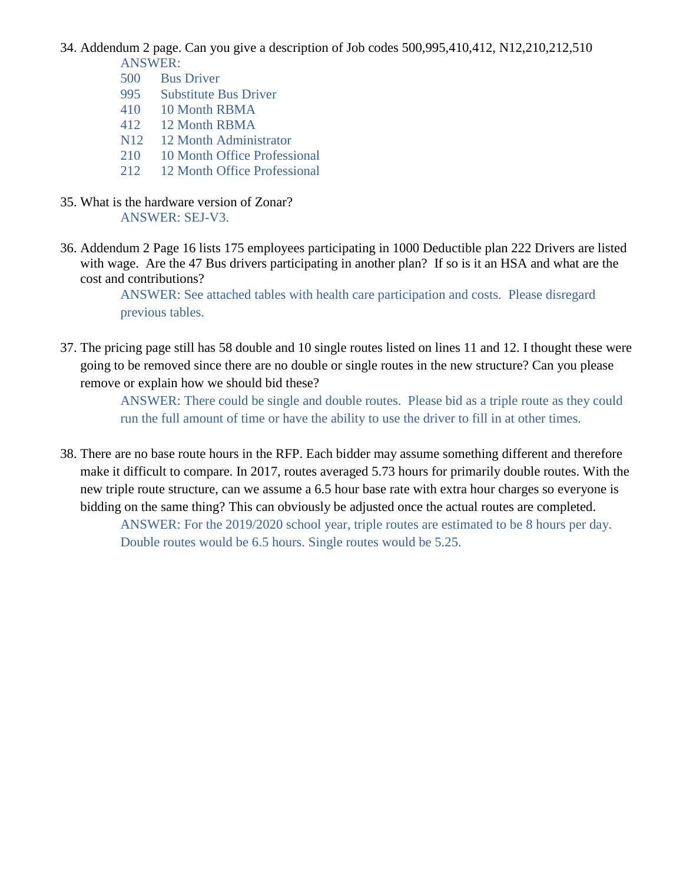34. Addendum 2 page. Can you give a description of Job codes 500,995,410,412, N12,210,212,510

    ANSWER:

    500 Bus Driver
    995 Substitute Bus Driver
    410 10 Month RBMA
    412 12 Month RBMA
    N12 12 Month Administrator
    210 10 Month Office Professional
    212 12 Month Office Professional

35. What is the hardware version of Zonar?

    ANSWER: SEJ-V3.

36. Addendum 2 Page 16 lists 175 employees participating in 1000 Deductible plan 222 Drivers are listed with wage. Are the 47 Bus drivers participating in another plan? If so is it an HSA and what are the cost and contributions?

    ANSWER: See attached tables with health care participation and costs. Please disregard previous tables.

37. The pricing page still has 58 double and 10 single routes listed on lines 11 and 12. I thought these were going to be removed since there are no double or single routes in the new structure? Can you please remove or explain how we should bid these?

    ANSWER: There could be single and double routes. Please bid as a triple route as they could run the full amount of time or have the ability to use the driver to fill in at other times.

38. There are no base route hours in the RFP. Each bidder may assume something different and therefore make it difficult to compare. In 2017, routes averaged 5.73 hours for primarily double routes. With the new triple route structure, can we assume a 6.5 hour base rate with extra hour charges so everyone is bidding on the same thing? This can obviously be adjusted once the actual routes are completed.

    ANSWER: For the 2019/2020 school year, triple routes are estimated to be 8 hours per day. Double routes would be 6.5 hours. Single routes would be 5.25.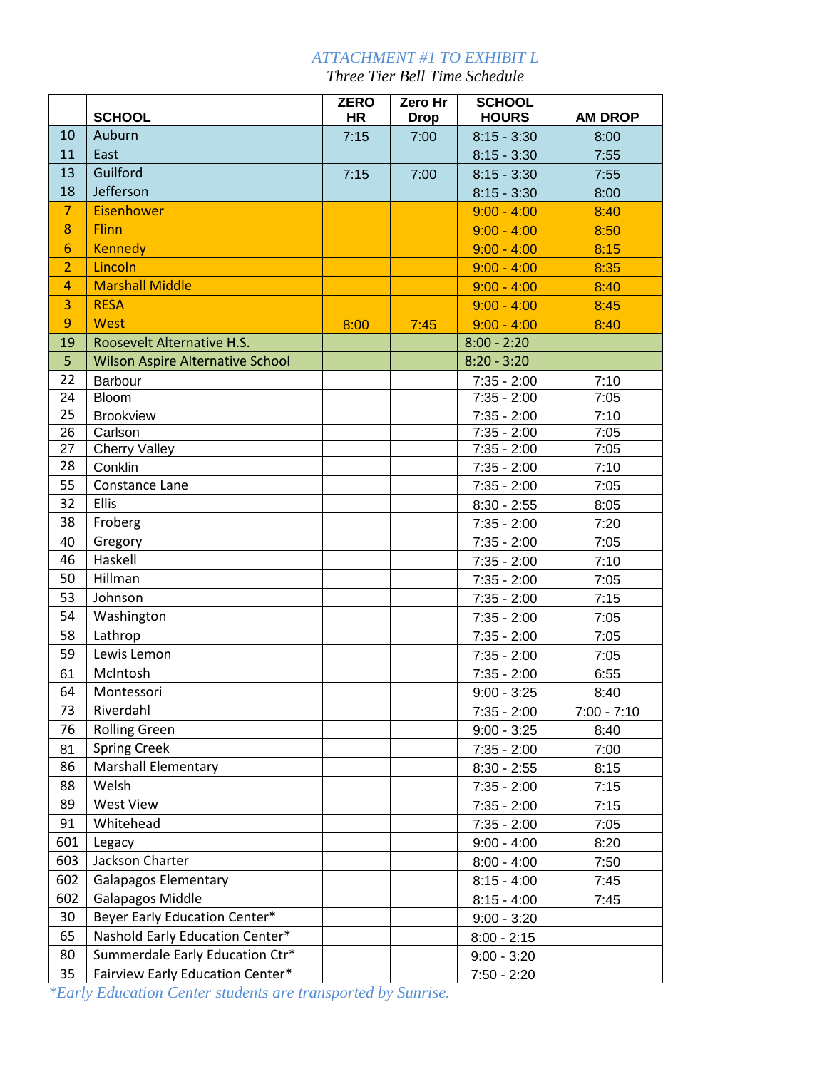*ATTACHMENT #1 TO EXHIBIT L*

*Three Tier Bell Time Schedule*

| | SCHOOL | ZERO HR | Zero Hr Drop | SCHOOL HOURS | AM DROP |
|---|---|---|---|---|---|
| 10 | Auburn | 7:15 | 7:00 | 8:15 - 3:30 | 8:00 |
| 11 | East | | | 8:15 - 3:30 | 7:55 |
| 13 | Guilford | 7:15 | 7:00 | 8:15 - 3:30 | 7:55 |
| 18 | Jefferson | | | 8:15 - 3:30 | 8:00 |
| 7 | Eisenhower | | | 9:00 - 4:00 | 8:40 |
| 8 | Flinn | | | 9:00 - 4:00 | 8:50 |
| 6 | Kennedy | | | 9:00 - 4:00 | 8:15 |
| 2 | Lincoln | | | 9:00 - 4:00 | 8:35 |
| 4 | Marshall Middle | | | 9:00 - 4:00 | 8:40 |
| 3 | RESA | | | 9:00 - 4:00 | 8:45 |
| 9 | West | 8:00 | 7:45 | 9:00 - 4:00 | 8:40 |
| 19 | Roosevelt Alternative H.S. | | | 8:00 - 2:20 | |
| 5 | Wilson Aspire Alternative School | | | 8:20 - 3:20 | |
| 22 | Barbour | | | 7:35 - 2:00 | 7:10 |
| 24 | Bloom | | | 7:35 - 2:00 | 7:05 |
| 25 | Brookview | | | 7:35 - 2:00 | 7:10 |
| 26 | Carlson | | | 7:35 - 2:00 | 7:05 |
| 27 | Cherry Valley | | | 7:35 - 2:00 | 7:05 |
| 28 | Conklin | | | 7:35 - 2:00 | 7:10 |
| 55 | Constance Lane | | | 7:35 - 2:00 | 7:05 |
| 32 | Ellis | | | 8:30 - 2:55 | 8:05 |
| 38 | Froberg | | | 7:35 - 2:00 | 7:20 |
| 40 | Gregory | | | 7:35 - 2:00 | 7:05 |
| 46 | Haskell | | | 7:35 - 2:00 | 7:10 |
| 50 | Hillman | | | 7:35 - 2:00 | 7:05 |
| 53 | Johnson | | | 7:35 - 2:00 | 7:15 |
| 54 | Washington | | | 7:35 - 2:00 | 7:05 |
| 58 | Lathrop | | | 7:35 - 2:00 | 7:05 |
| 59 | Lewis Lemon | | | 7:35 - 2:00 | 7:05 |
| 61 | McIntosh | | | 7:35 - 2:00 | 6:55 |
| 64 | Montessori | | | 9:00 - 3:25 | 8:40 |
| 73 | Riverdahl | | | 7:35 - 2:00 | 7:00 - 7:10 |
| 76 | Rolling Green | | | 9:00 - 3:25 | 8:40 |
| 81 | Spring Creek | | | 7:35 - 2:00 | 7:00 |
| 86 | Marshall Elementary | | | 8:30 - 2:55 | 8:15 |
| 88 | Welsh | | | 7:35 - 2:00 | 7:15 |
| 89 | West View | | | 7:35 - 2:00 | 7:15 |
| 91 | Whitehead | | | 7:35 - 2:00 | 7:05 |
| 601 | Legacy | | | 9:00 - 4:00 | 8:20 |
| 603 | Jackson Charter | | | 8:00 - 4:00 | 7:50 |
| 602 | Galapagos Elementary | | | 8:15 - 4:00 | 7:45 |
| 602 | Galapagos Middle | | | 8:15 - 4:00 | 7:45 |
| 30 | Beyer Early Education Center* | | | 9:00 - 3:20 | |
| 65 | Nashold Early Education Center* | | | 8:00 - 2:15 | |
| 80 | Summerdale Early Education Ctr* | | | 9:00 - 3:20 | |
| 35 | Fairview Early Education Center* | | | 7:50 - 2:20 | |

*\*Early Education Center students are transported by Sunrise.*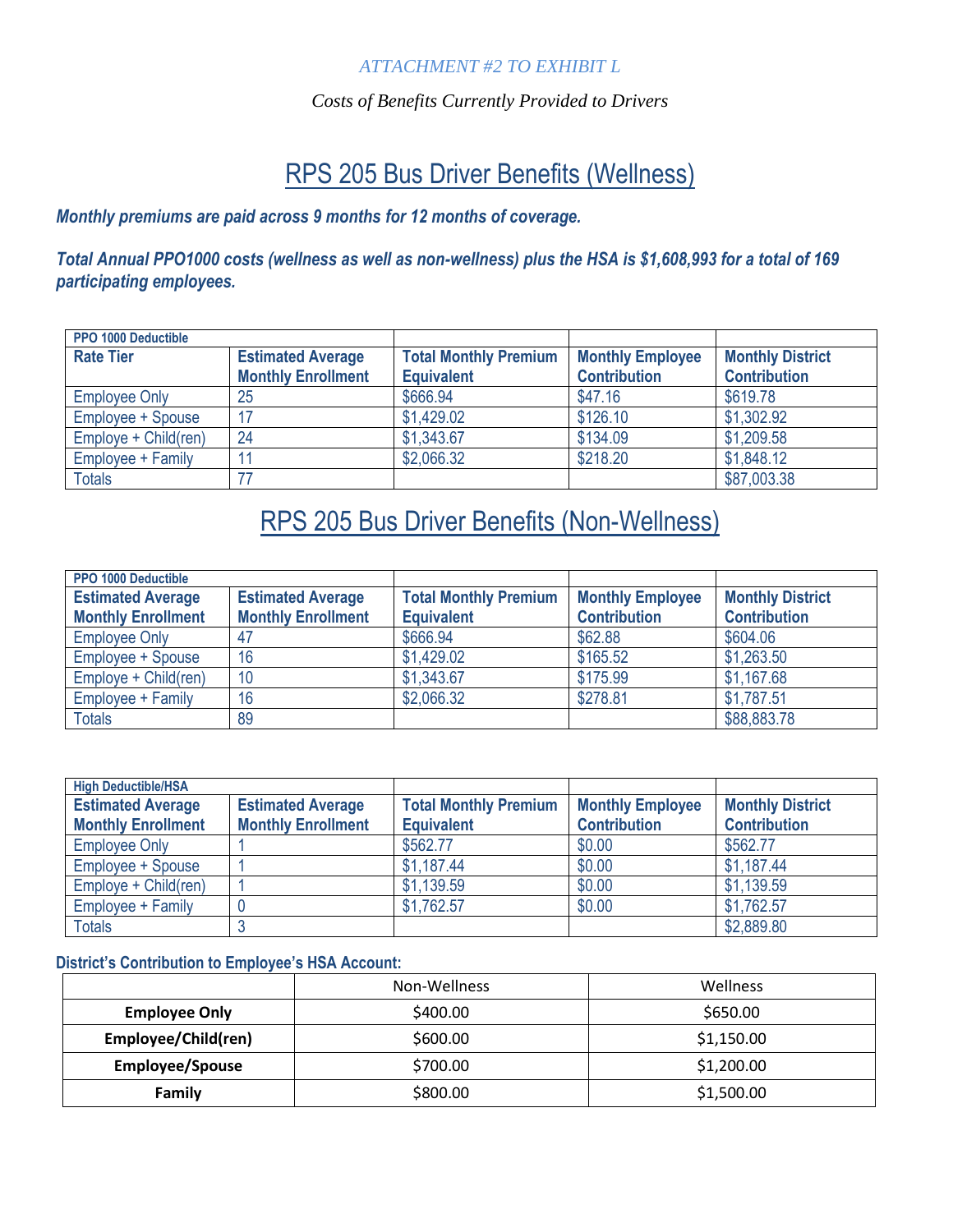*ATTACHMENT #2 TO EXHIBIT L*

*Costs of Benefits Currently Provided to Drivers*

# RPS 205 Bus Driver Benefits (Wellness)

***Monthly premiums are paid across 9 months for 12 months of coverage.***

***Total Annual PPO1000 costs (wellness as well as non-wellness) plus the HSA is $1,608,993 for a total of 169 participating employees.***

| PPO 1000 Deductible | | | | |
|---|---|---|---|---|
| **Rate Tier** | **Estimated Average Monthly Enrollment** | **Total Monthly Premium Equivalent** | **Monthly Employee Contribution** | **Monthly District Contribution** |
| Employee Only | 25 | $666.94 | $47.16 | $619.78 |
| Employee + Spouse | 17 | $1,429.02 | $126.10 | $1,302.92 |
| Employe + Child(ren) | 24 | $1,343.67 | $134.09 | $1,209.58 |
| Employee + Family | 11 | $2,066.32 | $218.20 | $1,848.12 |
| Totals | 77 | | | $87,003.38 |

# RPS 205 Bus Driver Benefits (Non-Wellness)

| PPO 1000 Deductible | | | | |
|---|---|---|---|---|
| **Estimated Average Monthly Enrollment** | **Estimated Average Monthly Enrollment** | **Total Monthly Premium Equivalent** | **Monthly Employee Contribution** | **Monthly District Contribution** |
| Employee Only | 47 | $666.94 | $62.88 | $604.06 |
| Employee + Spouse | 16 | $1,429.02 | $165.52 | $1,263.50 |
| Employe + Child(ren) | 10 | $1,343.67 | $175.99 | $1,167.68 |
| Employee + Family | 16 | $2,066.32 | $278.81 | $1,787.51 |
| Totals | 89 | | | $88,883.78 |

| High Deductible/HSA | | | | |
|---|---|---|---|---|
| **Estimated Average Monthly Enrollment** | **Estimated Average Monthly Enrollment** | **Total Monthly Premium Equivalent** | **Monthly Employee Contribution** | **Monthly District Contribution** |
| Employee Only | 1 | $562.77 | $0.00 | $562.77 |
| Employee + Spouse | 1 | $1,187.44 | $0.00 | $1,187.44 |
| Employe + Child(ren) | 1 | $1,139.59 | $0.00 | $1,139.59 |
| Employee + Family | 0 | $1,762.57 | $0.00 | $1,762.57 |
| Totals | 3 | | | $2,889.80 |

**District's Contribution to Employee's HSA Account:**

| | Non-Wellness | Wellness |
|---|---|---|
| **Employee Only** | $400.00 | $650.00 |
| **Employee/Child(ren)** | $600.00 | $1,150.00 |
| **Employee/Spouse** | $700.00 | $1,200.00 |
| **Family** | $800.00 | $1,500.00 |